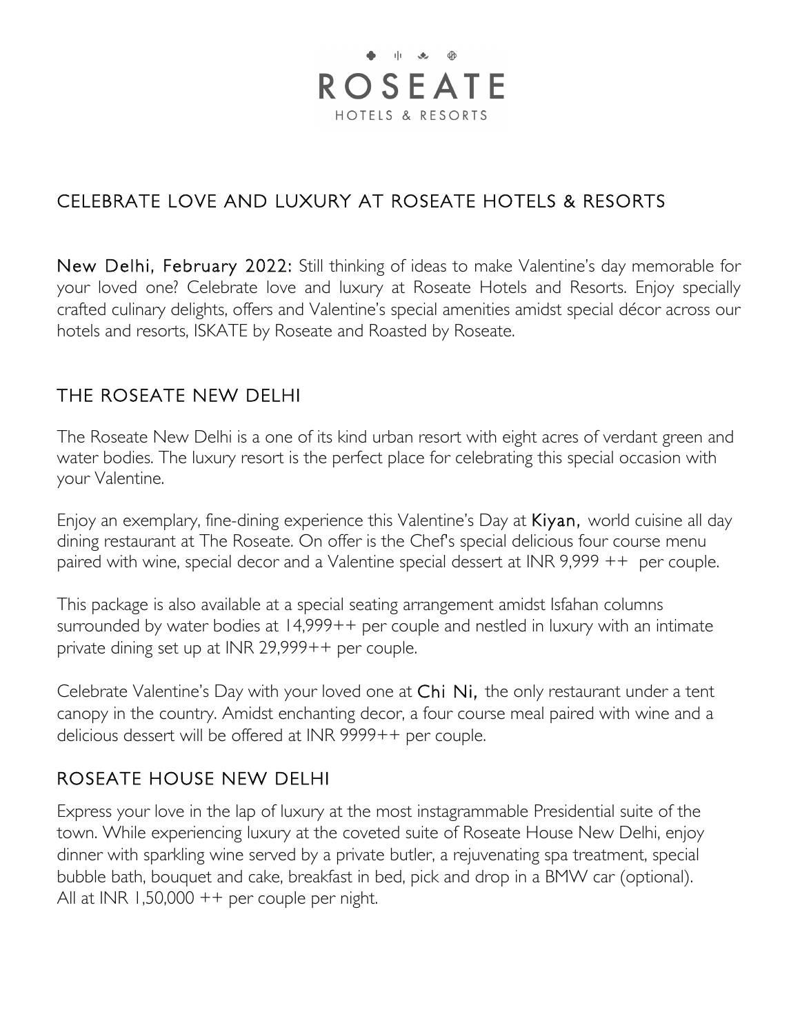# ROSEATE

HOTELS & RESORTS

## CELEBRATE LOVE AND LUXURY AT ROSEATE HOTELS & RESORTS

**New Delhi, February 2022:** Still thinking of ideas to make Valentine's day memorable for your loved one? Celebrate love and luxury at Roseate Hotels and Resorts. Enjoy specially crafted culinary delights, offers and Valentine's special amenities amidst special décor across our hotels and resorts, ISKATE by Roseate and Roasted by Roseate.

## THE ROSEATE NEW DELHI

The Roseate New Delhi is a one of its kind urban resort with eight acres of verdant green and water bodies. The luxury resort is the perfect place for celebrating this special occasion with your Valentine.

Enjoy an exemplary, fine-dining experience this Valentine's Day at **Kiyan,** world cuisine all day dining restaurant at The Roseate. On offer is the Chef's special delicious four course menu paired with wine, special decor and a Valentine special dessert at INR 9,999 ++ per couple.

This package is also available at a special seating arrangement amidst Isfahan columns surrounded by water bodies at 14,999++ per couple and nestled in luxury with an intimate private dining set up at INR 29,999++ per couple.

Celebrate Valentine's Day with your loved one at **Chi Ni,** the only restaurant under a tent canopy in the country. Amidst enchanting decor, a four course meal paired with wine and a delicious dessert will be offered at INR 9999++ per couple.

## ROSEATE HOUSE NEW DELHI

Express your love in the lap of luxury at the most instagrammable Presidential suite of the town. While experiencing luxury at the coveted suite of Roseate House New Delhi, enjoy dinner with sparkling wine served by a private butler, a rejuvenating spa treatment, special bubble bath, bouquet and cake, breakfast in bed, pick and drop in a BMW car (optional). All at INR 1,50,000 ++ per couple per night.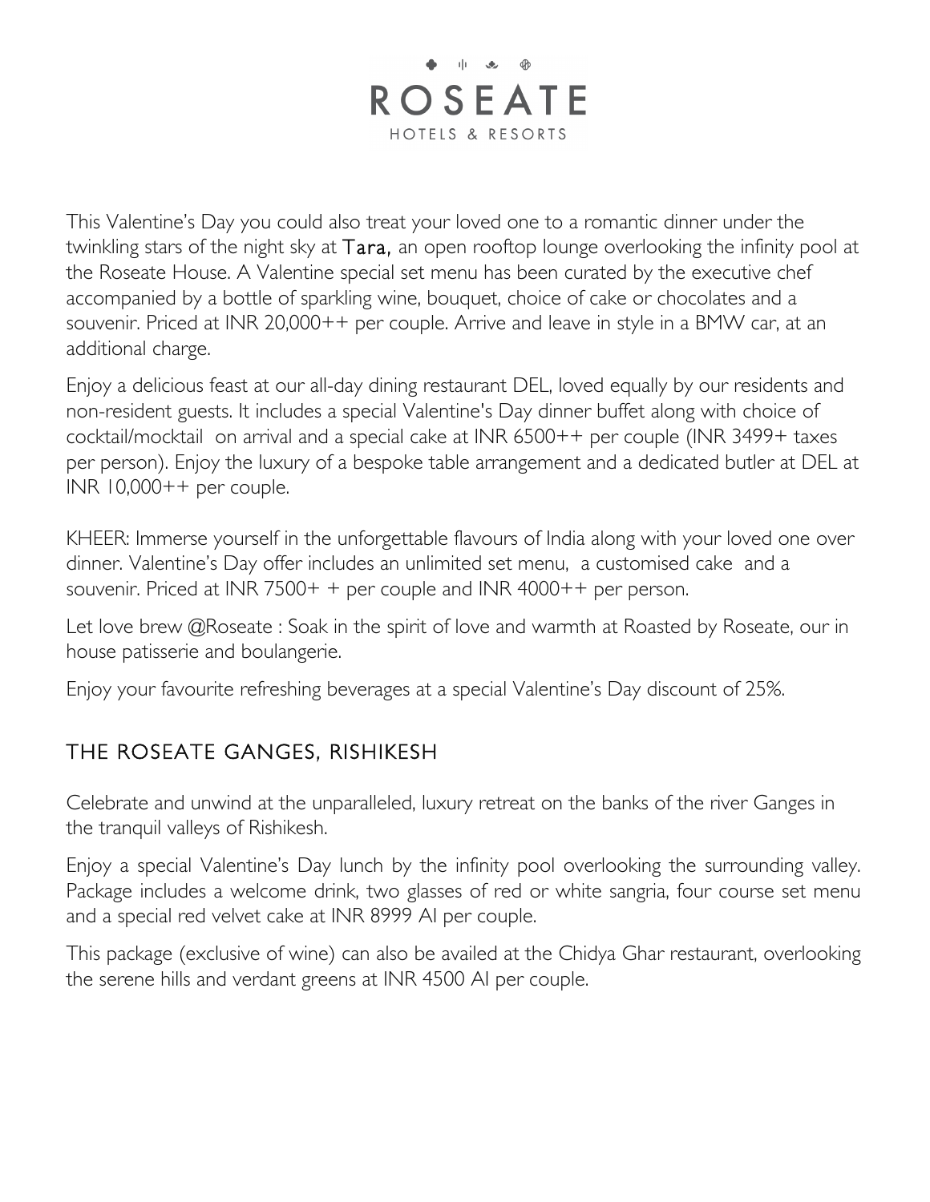This Valentine's Day you could also treat your loved one to a romantic dinner under the twinkling stars of the night sky at **Tara,** an open rooftop lounge overlooking the infinity pool at the Roseate House. A Valentine special set menu has been curated by the executive chef accompanied by a bottle of sparkling wine, bouquet, choice of cake or chocolates and a souvenir. Priced at INR 20,000++ per couple. Arrive and leave in style in a BMW car, at an additional charge.

Enjoy a delicious feast at our all-day dining restaurant DEL, loved equally by our residents and non-resident guests. It includes a special Valentine's Day dinner buffet along with choice of cocktail/mocktail on arrival and a special cake at INR 6500++ per couple (INR 3499+ taxes per person). Enjoy the luxury of a bespoke table arrangement and a dedicated butler at DEL at INR 10,000++ per couple.

KHEER: Immerse yourself in the unforgettable flavours of India along with your loved one over dinner. Valentine's Day offer includes an unlimited set menu, a customised cake and a souvenir. Priced at INR 7500+ + per couple and INR 4000++ per person.

Let love brew @Roseate : Soak in the spirit of love and warmth at Roasted by Roseate, our in house patisserie and boulangerie.

Enjoy your favourite refreshing beverages at a special Valentine's Day discount of 25%.

## THE ROSEATE GANGES, RISHIKESH

Celebrate and unwind at the unparalleled, luxury retreat on the banks of the river Ganges in the tranquil valleys of Rishikesh.

Enjoy a special Valentine's Day lunch by the infinity pool overlooking the surrounding valley. Package includes a welcome drink, two glasses of red or white sangria, four course set menu and a special red velvet cake at INR 8999 AI per couple.

This package (exclusive of wine) can also be availed at the Chidya Ghar restaurant, overlooking the serene hills and verdant greens at INR 4500 AI per couple.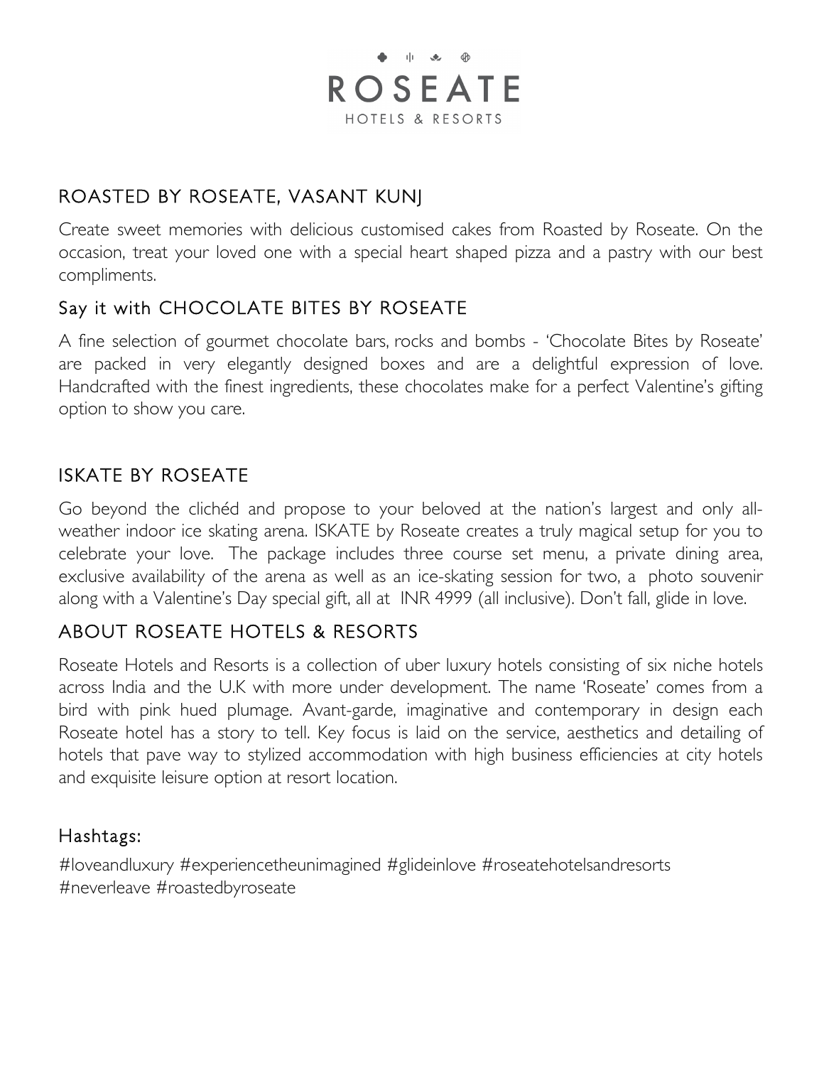# ROSEATE

HOTELS & RESORTS

## ROASTED BY ROSEATE, VASANT KUNJ

Create sweet memories with delicious customised cakes from Roasted by Roseate. On the occasion, treat your loved one with a special heart shaped pizza and a pastry with our best compliments.

## Say it with CHOCOLATE BITES BY ROSEATE

A fine selection of gourmet chocolate bars, rocks and bombs - 'Chocolate Bites by Roseate' are packed in very elegantly designed boxes and are a delightful expression of love. Handcrafted with the finest ingredients, these chocolates make for a perfect Valentine's gifting option to show you care.

## ISKATE BY ROSEATE

Go beyond the clichéd and propose to your beloved at the nation's largest and only all-weather indoor ice skating arena. ISKATE by Roseate creates a truly magical setup for you to celebrate your love. The package includes three course set menu, a private dining area, exclusive availability of the arena as well as an ice-skating session for two, a photo souvenir along with a Valentine's Day special gift, all at INR 4999 (all inclusive). Don't fall, glide in love.

## ABOUT ROSEATE HOTELS & RESORTS

Roseate Hotels and Resorts is a collection of uber luxury hotels consisting of six niche hotels across India and the U.K with more under development. The name 'Roseate' comes from a bird with pink hued plumage. Avant-garde, imaginative and contemporary in design each Roseate hotel has a story to tell. Key focus is laid on the service, aesthetics and detailing of hotels that pave way to stylized accommodation with high business efficiencies at city hotels and exquisite leisure option at resort location.

## Hashtags:

#loveandluxury #experiencetheunimagined #glideinlove #roseatehotelsandresorts #neverleave #roastedbyroseate